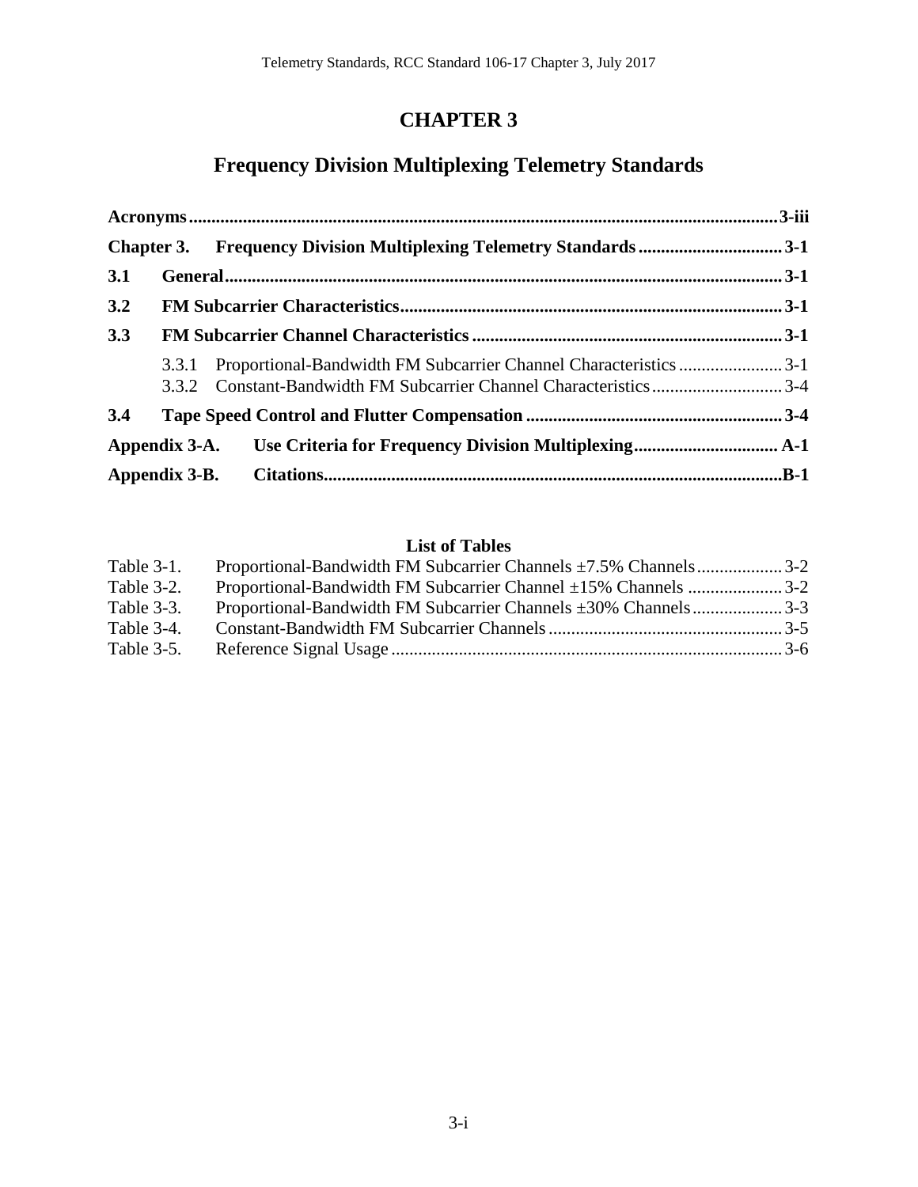# CHAPTER 3

## Frequency Division Multiplexing Telemetry Standards

**Acronyms** ........ **3-iii**

**Chapter 3. Frequency Division Multiplexing Telemetry Standards** ........ **3-1**

**3.1 General** ........ **3-1**

**3.2 FM Subcarrier Characteristics** ........ **3-1**

**3.3 FM Subcarrier Channel Characteristics** ........ **3-1**

- 3.3.1 Proportional-Bandwidth FM Subcarrier Channel Characteristics ........ 3-1
- 3.3.2 Constant-Bandwidth FM Subcarrier Channel Characteristics ........ 3-4

**3.4 Tape Speed Control and Flutter Compensation** ........ **3-4**

**Appendix 3-A. Use Criteria for Frequency Division Multiplexing** ........ **A-1**

**Appendix 3-B. Citations** ........ **B-1**

### List of Tables

Table 3-1. Proportional-Bandwidth FM Subcarrier Channels ±7.5% Channels ........ 3-2
Table 3-2. Proportional-Bandwidth FM Subcarrier Channel ±15% Channels ........ 3-2
Table 3-3. Proportional-Bandwidth FM Subcarrier Channels ±30% Channels ........ 3-3
Table 3-4. Constant-Bandwidth FM Subcarrier Channels ........ 3-5
Table 3-5. Reference Signal Usage ........ 3-6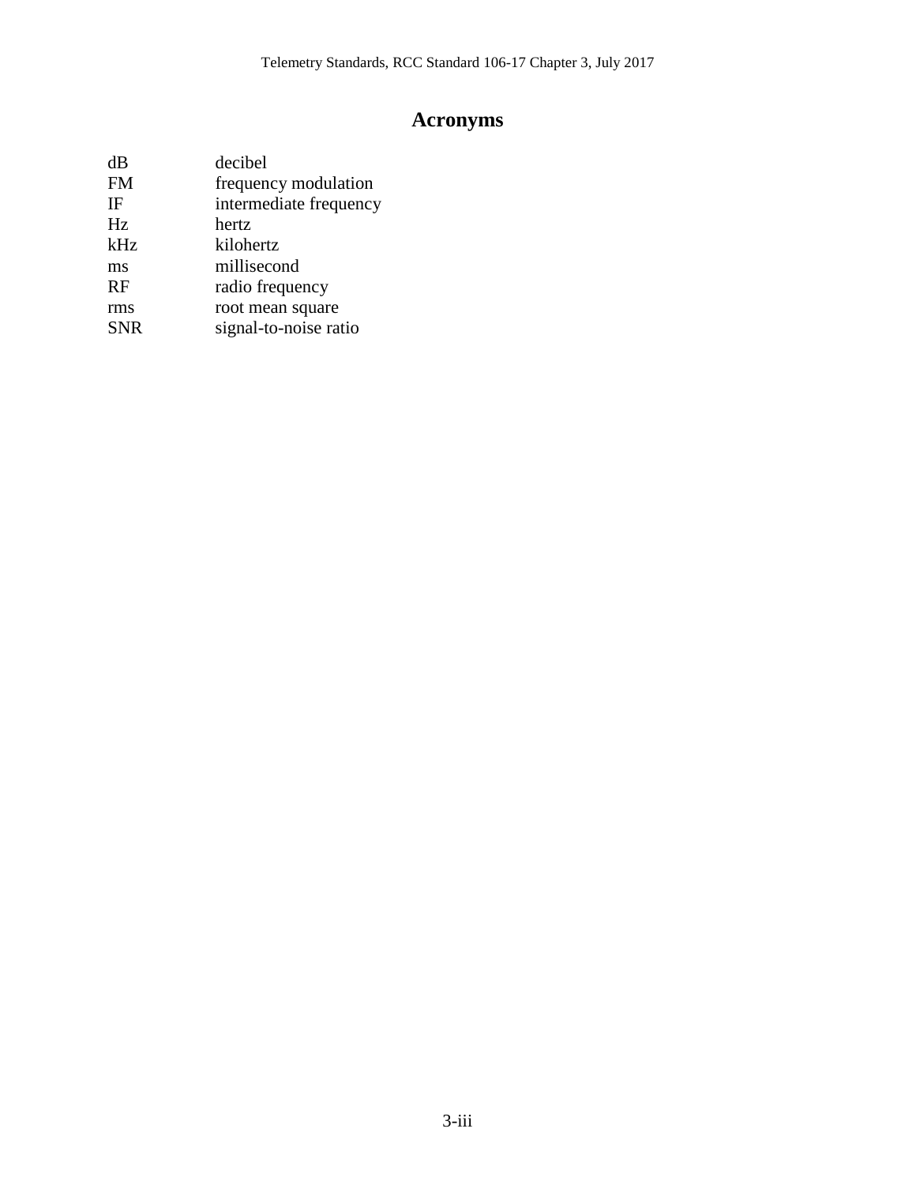# Acronyms

| | |
|---|---|
| dB | decibel |
| FM | frequency modulation |
| IF | intermediate frequency |
| Hz | hertz |
| kHz | kilohertz |
| ms | millisecond |
| RF | radio frequency |
| rms | root mean square |
| SNR | signal-to-noise ratio |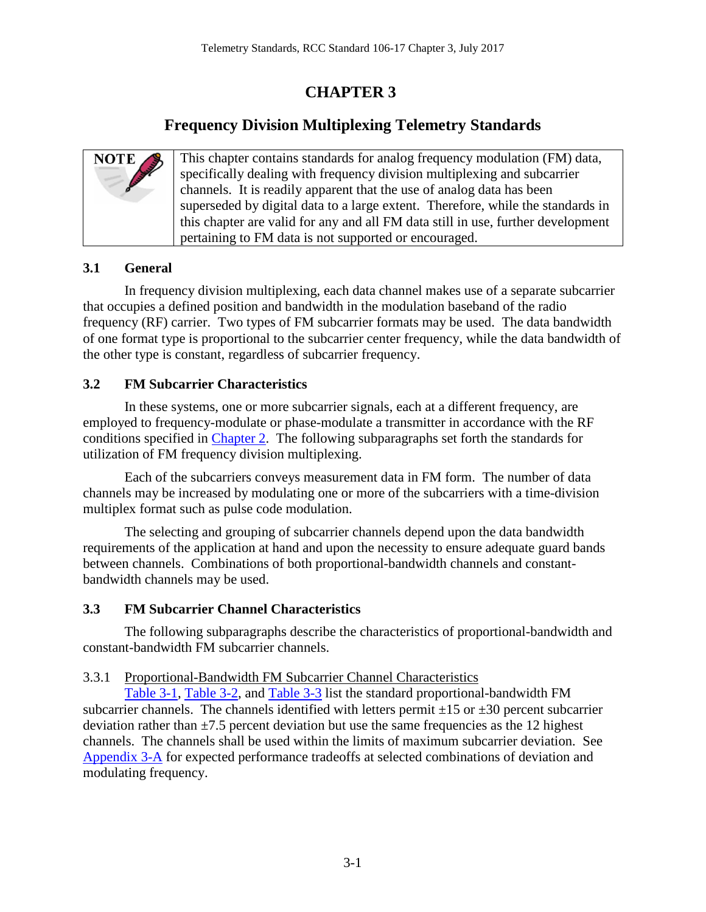# CHAPTER 3

## Frequency Division Multiplexing Telemetry Standards

| NOTE | This chapter contains standards for analog frequency modulation (FM) data, specifically dealing with frequency division multiplexing and subcarrier channels. It is readily apparent that the use of analog data has been superseded by digital data to a large extent. Therefore, while the standards in this chapter are valid for any and all FM data still in use, further development pertaining to FM data is not supported or encouraged. |
|---|---|

### 3.1 General

In frequency division multiplexing, each data channel makes use of a separate subcarrier that occupies a defined position and bandwidth in the modulation baseband of the radio frequency (RF) carrier. Two types of FM subcarrier formats may be used. The data bandwidth of one format type is proportional to the subcarrier center frequency, while the data bandwidth of the other type is constant, regardless of subcarrier frequency.

### 3.2 FM Subcarrier Characteristics

In these systems, one or more subcarrier signals, each at a different frequency, are employed to frequency-modulate or phase-modulate a transmitter in accordance with the RF conditions specified in Chapter 2. The following subparagraphs set forth the standards for utilization of FM frequency division multiplexing.

Each of the subcarriers conveys measurement data in FM form. The number of data channels may be increased by modulating one or more of the subcarriers with a time-division multiplex format such as pulse code modulation.

The selecting and grouping of subcarrier channels depend upon the data bandwidth requirements of the application at hand and upon the necessity to ensure adequate guard bands between channels. Combinations of both proportional-bandwidth channels and constant-bandwidth channels may be used.

### 3.3 FM Subcarrier Channel Characteristics

The following subparagraphs describe the characteristics of proportional-bandwidth and constant-bandwidth FM subcarrier channels.

#### 3.3.1 Proportional-Bandwidth FM Subcarrier Channel Characteristics

Table 3-1, Table 3-2, and Table 3-3 list the standard proportional-bandwidth FM subcarrier channels. The channels identified with letters permit ±15 or ±30 percent subcarrier deviation rather than ±7.5 percent deviation but use the same frequencies as the 12 highest channels. The channels shall be used within the limits of maximum subcarrier deviation. See Appendix 3-A for expected performance tradeoffs at selected combinations of deviation and modulating frequency.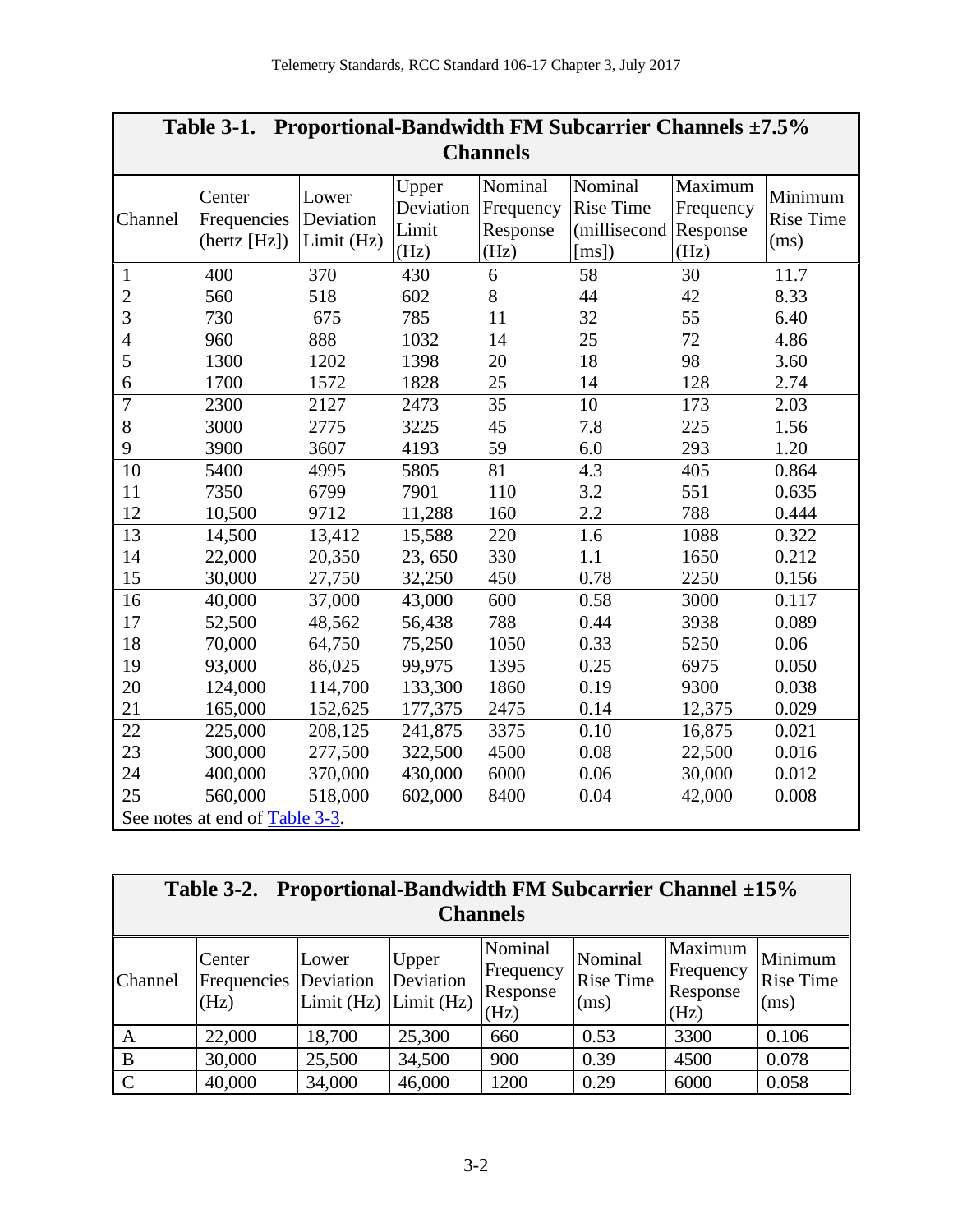**Table 3-1. Proportional-Bandwidth FM Subcarrier Channels ±7.5% Channels**

| Channel | Center Frequencies (hertz [Hz]) | Lower Deviation Limit (Hz) | Upper Deviation Limit (Hz) | Nominal Frequency Response (Hz) | Nominal Rise Time (millisecond [ms]) | Maximum Frequency Response (Hz) | Minimum Rise Time (ms) |
|---|---|---|---|---|---|---|---|
| 1 | 400 | 370 | 430 | 6 | 58 | 30 | 11.7 |
| 2 | 560 | 518 | 602 | 8 | 44 | 42 | 8.33 |
| 3 | 730 | 675 | 785 | 11 | 32 | 55 | 6.40 |
| 4 | 960 | 888 | 1032 | 14 | 25 | 72 | 4.86 |
| 5 | 1300 | 1202 | 1398 | 20 | 18 | 98 | 3.60 |
| 6 | 1700 | 1572 | 1828 | 25 | 14 | 128 | 2.74 |
| 7 | 2300 | 2127 | 2473 | 35 | 10 | 173 | 2.03 |
| 8 | 3000 | 2775 | 3225 | 45 | 7.8 | 225 | 1.56 |
| 9 | 3900 | 3607 | 4193 | 59 | 6.0 | 293 | 1.20 |
| 10 | 5400 | 4995 | 5805 | 81 | 4.3 | 405 | 0.864 |
| 11 | 7350 | 6799 | 7901 | 110 | 3.2 | 551 | 0.635 |
| 12 | 10,500 | 9712 | 11,288 | 160 | 2.2 | 788 | 0.444 |
| 13 | 14,500 | 13,412 | 15,588 | 220 | 1.6 | 1088 | 0.322 |
| 14 | 22,000 | 20,350 | 23, 650 | 330 | 1.1 | 1650 | 0.212 |
| 15 | 30,000 | 27,750 | 32,250 | 450 | 0.78 | 2250 | 0.156 |
| 16 | 40,000 | 37,000 | 43,000 | 600 | 0.58 | 3000 | 0.117 |
| 17 | 52,500 | 48,562 | 56,438 | 788 | 0.44 | 3938 | 0.089 |
| 18 | 70,000 | 64,750 | 75,250 | 1050 | 0.33 | 5250 | 0.06 |
| 19 | 93,000 | 86,025 | 99,975 | 1395 | 0.25 | 6975 | 0.050 |
| 20 | 124,000 | 114,700 | 133,300 | 1860 | 0.19 | 9300 | 0.038 |
| 21 | 165,000 | 152,625 | 177,375 | 2475 | 0.14 | 12,375 | 0.029 |
| 22 | 225,000 | 208,125 | 241,875 | 3375 | 0.10 | 16,875 | 0.021 |
| 23 | 300,000 | 277,500 | 322,500 | 4500 | 0.08 | 22,500 | 0.016 |
| 24 | 400,000 | 370,000 | 430,000 | 6000 | 0.06 | 30,000 | 0.012 |
| 25 | 560,000 | 518,000 | 602,000 | 8400 | 0.04 | 42,000 | 0.008 |

See notes at end of Table 3-3.

**Table 3-2. Proportional-Bandwidth FM Subcarrier Channel ±15% Channels**

| Channel | Center Frequencies (Hz) | Lower Deviation Limit (Hz) | Upper Deviation Limit (Hz) | Nominal Frequency Response (Hz) | Nominal Rise Time (ms) | Maximum Frequency Response (Hz) | Minimum Rise Time (ms) |
|---|---|---|---|---|---|---|---|
| A | 22,000 | 18,700 | 25,300 | 660 | 0.53 | 3300 | 0.106 |
| B | 30,000 | 25,500 | 34,500 | 900 | 0.39 | 4500 | 0.078 |
| C | 40,000 | 34,000 | 46,000 | 1200 | 0.29 | 6000 | 0.058 |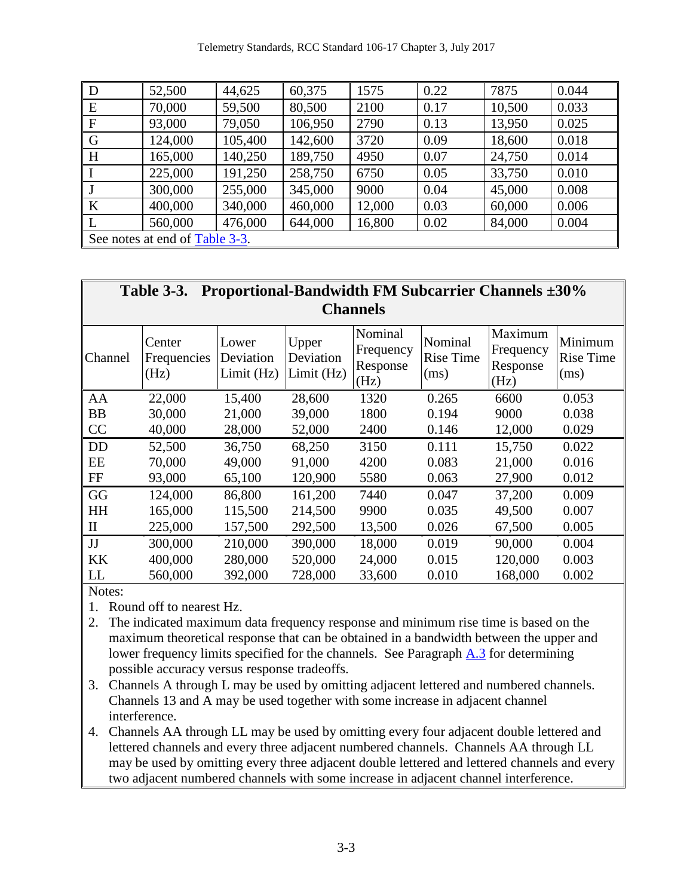| D | 52,500 | 44,625 | 60,375 | 1575 | 0.22 | 7875 | 0.044 |
|---|---|---|---|---|---|---|---|
| E | 70,000 | 59,500 | 80,500 | 2100 | 0.17 | 10,500 | 0.033 |
| F | 93,000 | 79,050 | 106,950 | 2790 | 0.13 | 13,950 | 0.025 |
| G | 124,000 | 105,400 | 142,600 | 3720 | 0.09 | 18,600 | 0.018 |
| H | 165,000 | 140,250 | 189,750 | 4950 | 0.07 | 24,750 | 0.014 |
| I | 225,000 | 191,250 | 258,750 | 6750 | 0.05 | 33,750 | 0.010 |
| J | 300,000 | 255,000 | 345,000 | 9000 | 0.04 | 45,000 | 0.008 |
| K | 400,000 | 340,000 | 460,000 | 12,000 | 0.03 | 60,000 | 0.006 |
| L | 560,000 | 476,000 | 644,000 | 16,800 | 0.02 | 84,000 | 0.004 |

See notes at end of Table 3-3.

**Table 3-3. Proportional-Bandwidth FM Subcarrier Channels ±30% Channels**

| Channel | Center Frequencies (Hz) | Lower Deviation Limit (Hz) | Upper Deviation Limit (Hz) | Nominal Frequency Response (Hz) | Nominal Rise Time (ms) | Maximum Frequency Response (Hz) | Minimum Rise Time (ms) |
|---|---|---|---|---|---|---|---|
| AA | 22,000 | 15,400 | 28,600 | 1320 | 0.265 | 6600 | 0.053 |
| BB | 30,000 | 21,000 | 39,000 | 1800 | 0.194 | 9000 | 0.038 |
| CC | 40,000 | 28,000 | 52,000 | 2400 | 0.146 | 12,000 | 0.029 |
| DD | 52,500 | 36,750 | 68,250 | 3150 | 0.111 | 15,750 | 0.022 |
| EE | 70,000 | 49,000 | 91,000 | 4200 | 0.083 | 21,000 | 0.016 |
| FF | 93,000 | 65,100 | 120,900 | 5580 | 0.063 | 27,900 | 0.012 |
| GG | 124,000 | 86,800 | 161,200 | 7440 | 0.047 | 37,200 | 0.009 |
| HH | 165,000 | 115,500 | 214,500 | 9900 | 0.035 | 49,500 | 0.007 |
| II | 225,000 | 157,500 | 292,500 | 13,500 | 0.026 | 67,500 | 0.005 |
| JJ | 300,000 | 210,000 | 390,000 | 18,000 | 0.019 | 90,000 | 0.004 |
| KK | 400,000 | 280,000 | 520,000 | 24,000 | 0.015 | 120,000 | 0.003 |
| LL | 560,000 | 392,000 | 728,000 | 33,600 | 0.010 | 168,000 | 0.002 |

Notes:

1. Round off to nearest Hz.
2. The indicated maximum data frequency response and minimum rise time is based on the maximum theoretical response that can be obtained in a bandwidth between the upper and lower frequency limits specified for the channels. See Paragraph A.3 for determining possible accuracy versus response tradeoffs.
3. Channels A through L may be used by omitting adjacent lettered and numbered channels. Channels 13 and A may be used together with some increase in adjacent channel interference.
4. Channels AA through LL may be used by omitting every four adjacent double lettered and lettered channels and every three adjacent numbered channels. Channels AA through LL may be used by omitting every three adjacent double lettered and lettered channels and every two adjacent numbered channels with some increase in adjacent channel interference.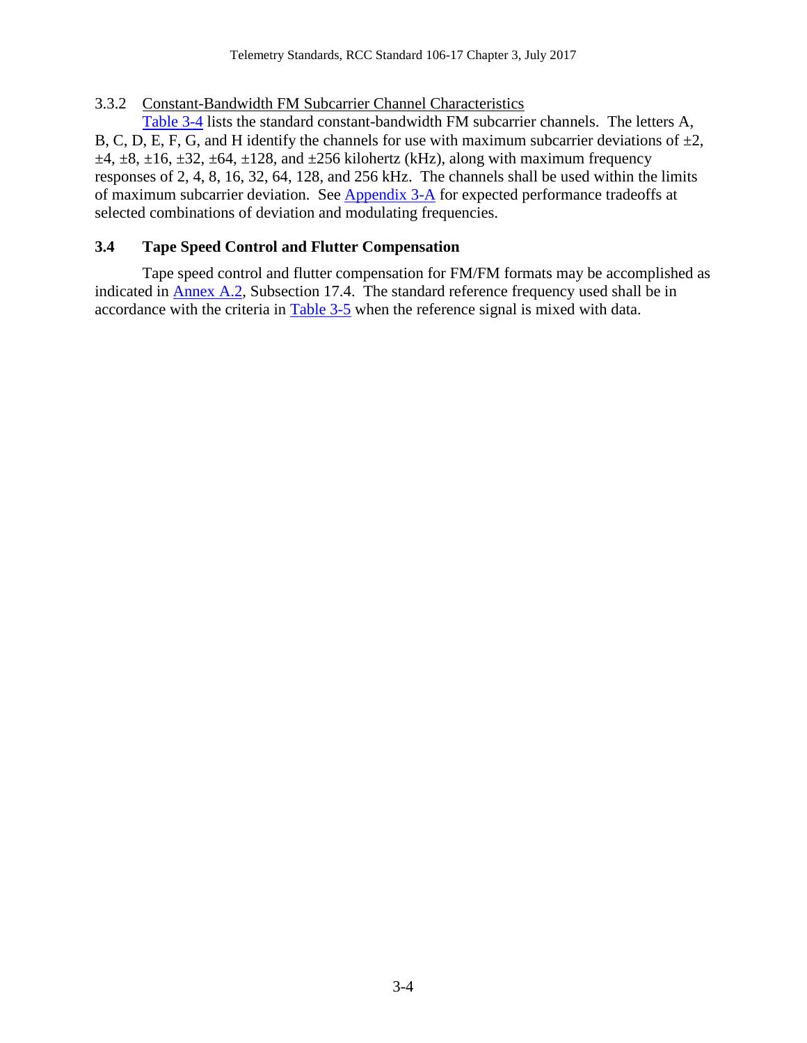### 3.3.2 Constant-Bandwidth FM Subcarrier Channel Characteristics

Table 3-4 lists the standard constant-bandwidth FM subcarrier channels. The letters A, B, C, D, E, F, G, and H identify the channels for use with maximum subcarrier deviations of ±2, ±4, ±8, ±16, ±32, ±64, ±128, and ±256 kilohertz (kHz), along with maximum frequency responses of 2, 4, 8, 16, 32, 64, 128, and 256 kHz. The channels shall be used within the limits of maximum subcarrier deviation. See Appendix 3-A for expected performance tradeoffs at selected combinations of deviation and modulating frequencies.

## 3.4 Tape Speed Control and Flutter Compensation

Tape speed control and flutter compensation for FM/FM formats may be accomplished as indicated in Annex A.2, Subsection 17.4. The standard reference frequency used shall be in accordance with the criteria in Table 3-5 when the reference signal is mixed with data.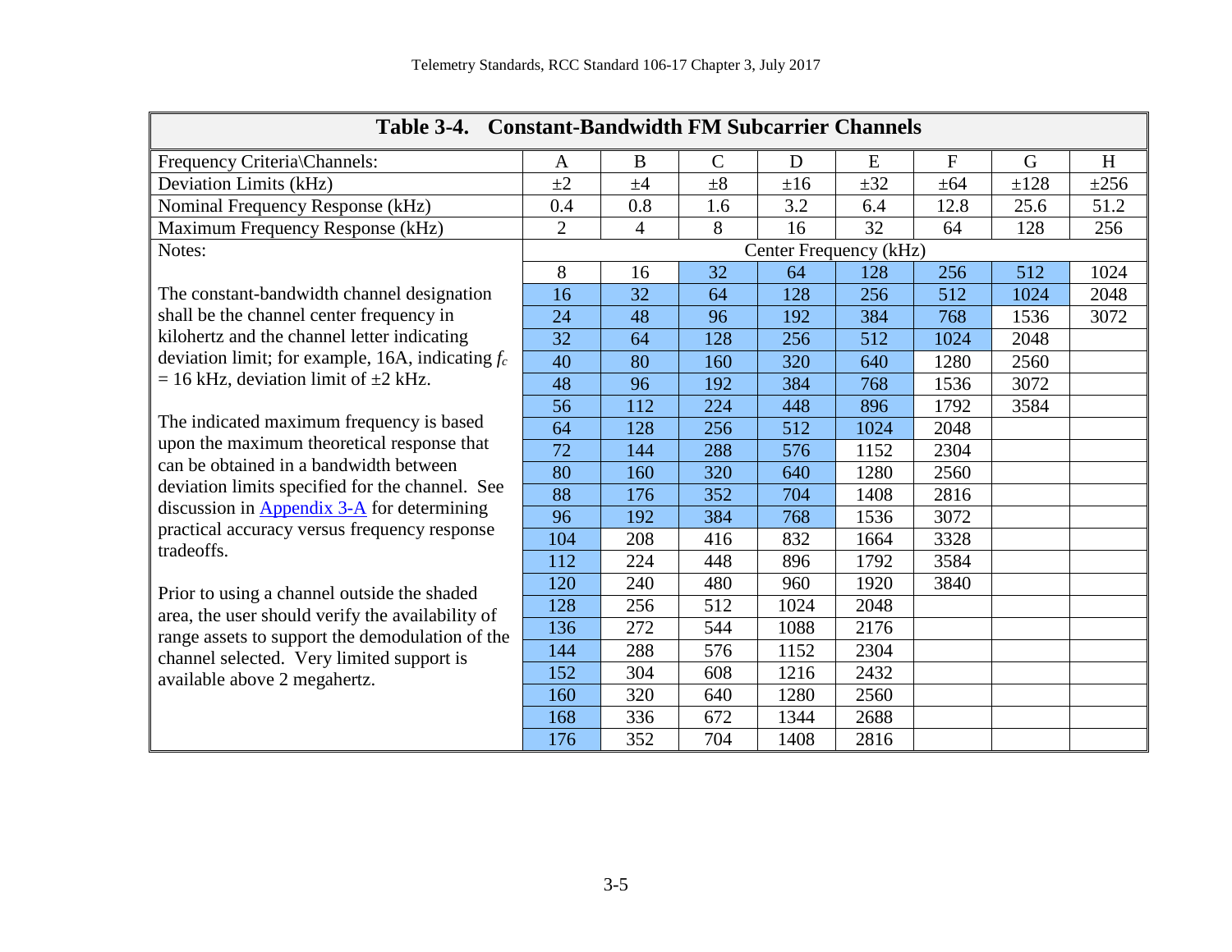**Table 3-4. Constant-Bandwidth FM Subcarrier Channels**

| Frequency Criteria\Channels: | A | B | C | D | E | F | G | H |
|---|---|---|---|---|---|---|---|---|
| Deviation Limits (kHz) | ±2 | ±4 | ±8 | ±16 | ±32 | ±64 | ±128 | ±256 |
| Nominal Frequency Response (kHz) | 0.4 | 0.8 | 1.6 | 3.2 | 6.4 | 12.8 | 25.6 | 51.2 |
| Maximum Frequency Response (kHz) | 2 | 4 | 8 | 16 | 32 | 64 | 128 | 256 |
| Notes: | Center Frequency (kHz) | | | | | | | |
| | 8 | 16 | 32 | 64 | 128 | 256 | 512 | 1024 |
| | 16 | 32 | 64 | 128 | 256 | 512 | 1024 | 2048 |
| | 24 | 48 | 96 | 192 | 384 | 768 | 1536 | 3072 |
| | 32 | 64 | 128 | 256 | 512 | 1024 | 2048 | |
| | 40 | 80 | 160 | 320 | 640 | 1280 | 2560 | |
| | 48 | 96 | 192 | 384 | 768 | 1536 | 3072 | |
| | 56 | 112 | 224 | 448 | 896 | 1792 | 3584 | |
| | 64 | 128 | 256 | 512 | 1024 | 2048 | | |
| | 72 | 144 | 288 | 576 | 1152 | 2304 | | |
| | 80 | 160 | 320 | 640 | 1280 | 2560 | | |
| | 88 | 176 | 352 | 704 | 1408 | 2816 | | |
| | 96 | 192 | 384 | 768 | 1536 | 3072 | | |
| | 104 | 208 | 416 | 832 | 1664 | 3328 | | |
| | 112 | 224 | 448 | 896 | 1792 | 3584 | | |
| | 120 | 240 | 480 | 960 | 1920 | 3840 | | |
| | 128 | 256 | 512 | 1024 | 2048 | | | |
| | 136 | 272 | 544 | 1088 | 2176 | | | |
| | 144 | 288 | 576 | 1152 | 2304 | | | |
| | 152 | 304 | 608 | 1216 | 2432 | | | |
| | 160 | 320 | 640 | 1280 | 2560 | | | |
| | 168 | 336 | 672 | 1344 | 2688 | | | |
| | 176 | 352 | 704 | 1408 | 2816 | | | |

Notes:

The constant-bandwidth channel designation shall be the channel center frequency in kilohertz and the channel letter indicating deviation limit; for example, 16A, indicating $f_c$ = 16 kHz, deviation limit of ±2 kHz.

The indicated maximum frequency is based upon the maximum theoretical response that can be obtained in a bandwidth between deviation limits specified for the channel. See discussion in Appendix 3-A for determining practical accuracy versus frequency response tradeoffs.

Prior to using a channel outside the shaded area, the user should verify the availability of range assets to support the demodulation of the channel selected. Very limited support is available above 2 megahertz.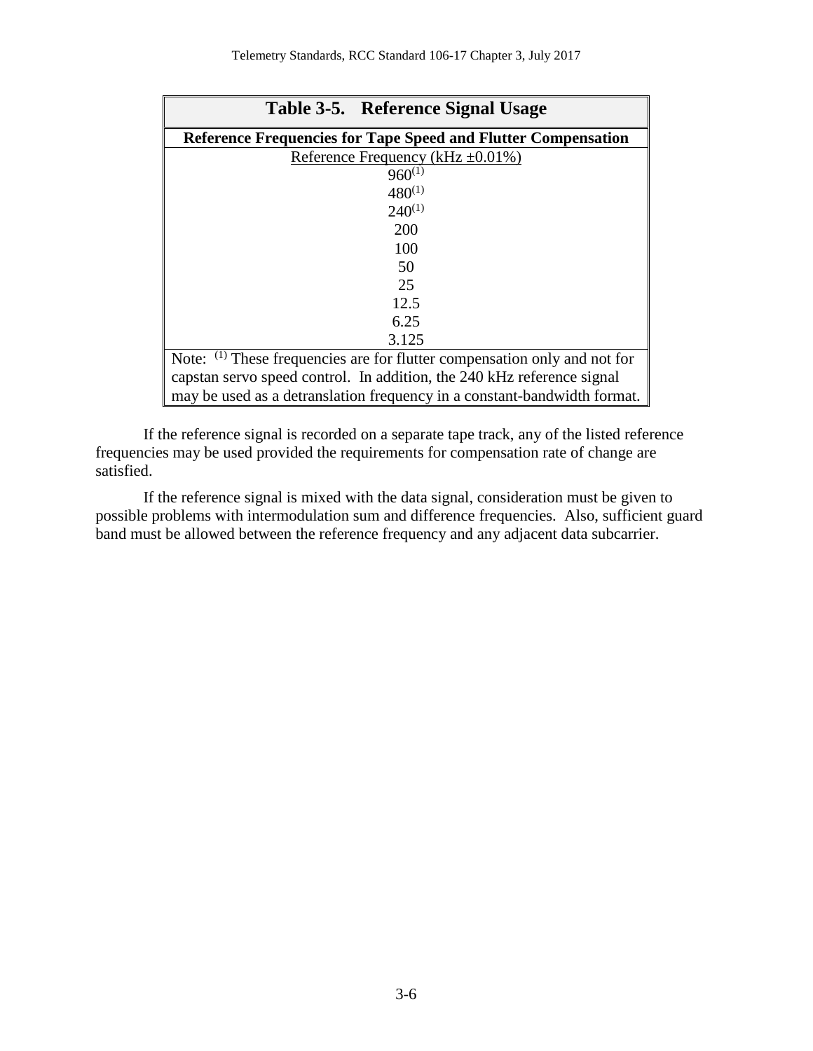| Table 3-5. Reference Signal Usage |
|---|
| **Reference Frequencies for Tape Speed and Flutter Compensation** |
| Reference Frequency (kHz ±0.01%) |
| 960[1] |
| 480[1] |
| 240[1] |
| 200 |
| 100 |
| 50 |
| 25 |
| 12.5 |
| 6.25 |
| 3.125 |
| Note: [1] These frequencies are for flutter compensation only and not for capstan servo speed control. In addition, the 240 kHz reference signal may be used as a detranslation frequency in a constant-bandwidth format. |

If the reference signal is recorded on a separate tape track, any of the listed reference frequencies may be used provided the requirements for compensation rate of change are satisfied.

If the reference signal is mixed with the data signal, consideration must be given to possible problems with intermodulation sum and difference frequencies. Also, sufficient guard band must be allowed between the reference frequency and any adjacent data subcarrier.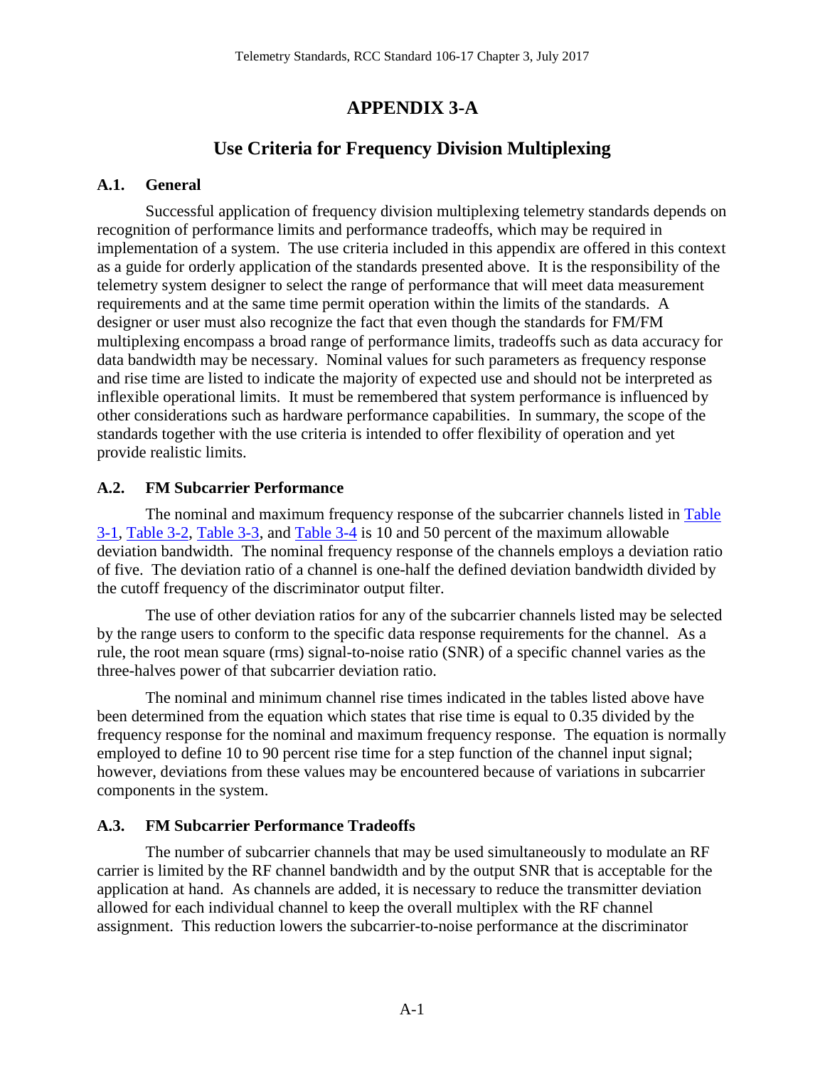# APPENDIX 3-A

## Use Criteria for Frequency Division Multiplexing

### A.1. General

Successful application of frequency division multiplexing telemetry standards depends on recognition of performance limits and performance tradeoffs, which may be required in implementation of a system. The use criteria included in this appendix are offered in this context as a guide for orderly application of the standards presented above. It is the responsibility of the telemetry system designer to select the range of performance that will meet data measurement requirements and at the same time permit operation within the limits of the standards. A designer or user must also recognize the fact that even though the standards for FM/FM multiplexing encompass a broad range of performance limits, tradeoffs such as data accuracy for data bandwidth may be necessary. Nominal values for such parameters as frequency response and rise time are listed to indicate the majority of expected use and should not be interpreted as inflexible operational limits. It must be remembered that system performance is influenced by other considerations such as hardware performance capabilities. In summary, the scope of the standards together with the use criteria is intended to offer flexibility of operation and yet provide realistic limits.

### A.2. FM Subcarrier Performance

The nominal and maximum frequency response of the subcarrier channels listed in Table 3-1, Table 3-2, Table 3-3, and Table 3-4 is 10 and 50 percent of the maximum allowable deviation bandwidth. The nominal frequency response of the channels employs a deviation ratio of five. The deviation ratio of a channel is one-half the defined deviation bandwidth divided by the cutoff frequency of the discriminator output filter.

The use of other deviation ratios for any of the subcarrier channels listed may be selected by the range users to conform to the specific data response requirements for the channel. As a rule, the root mean square (rms) signal-to-noise ratio (SNR) of a specific channel varies as the three-halves power of that subcarrier deviation ratio.

The nominal and minimum channel rise times indicated in the tables listed above have been determined from the equation which states that rise time is equal to 0.35 divided by the frequency response for the nominal and maximum frequency response. The equation is normally employed to define 10 to 90 percent rise time for a step function of the channel input signal; however, deviations from these values may be encountered because of variations in subcarrier components in the system.

### A.3. FM Subcarrier Performance Tradeoffs

The number of subcarrier channels that may be used simultaneously to modulate an RF carrier is limited by the RF channel bandwidth and by the output SNR that is acceptable for the application at hand. As channels are added, it is necessary to reduce the transmitter deviation allowed for each individual channel to keep the overall multiplex with the RF channel assignment. This reduction lowers the subcarrier-to-noise performance at the discriminator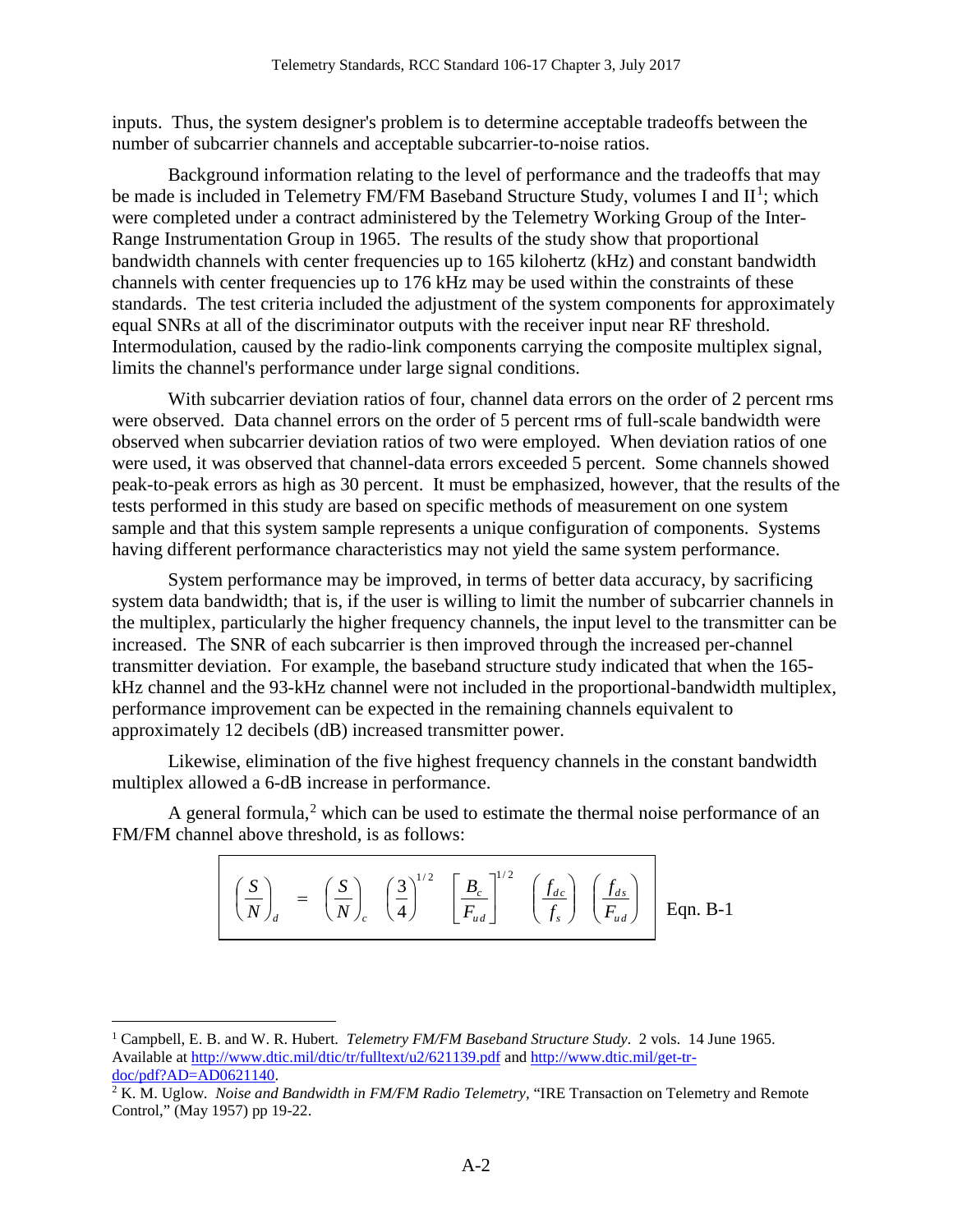inputs. Thus, the system designer's problem is to determine acceptable tradeoffs between the number of subcarrier channels and acceptable subcarrier-to-noise ratios.

Background information relating to the level of performance and the tradeoffs that may be made is included in Telemetry FM/FM Baseband Structure Study, volumes I and II[1]; which were completed under a contract administered by the Telemetry Working Group of the Inter-Range Instrumentation Group in 1965. The results of the study show that proportional bandwidth channels with center frequencies up to 165 kilohertz (kHz) and constant bandwidth channels with center frequencies up to 176 kHz may be used within the constraints of these standards. The test criteria included the adjustment of the system components for approximately equal SNRs at all of the discriminator outputs with the receiver input near RF threshold. Intermodulation, caused by the radio-link components carrying the composite multiplex signal, limits the channel's performance under large signal conditions.

With subcarrier deviation ratios of four, channel data errors on the order of 2 percent rms were observed. Data channel errors on the order of 5 percent rms of full-scale bandwidth were observed when subcarrier deviation ratios of two were employed. When deviation ratios of one were used, it was observed that channel-data errors exceeded 5 percent. Some channels showed peak-to-peak errors as high as 30 percent. It must be emphasized, however, that the results of the tests performed in this study are based on specific methods of measurement on one system sample and that this system sample represents a unique configuration of components. Systems having different performance characteristics may not yield the same system performance.

System performance may be improved, in terms of better data accuracy, by sacrificing system data bandwidth; that is, if the user is willing to limit the number of subcarrier channels in the multiplex, particularly the higher frequency channels, the input level to the transmitter can be increased. The SNR of each subcarrier is then improved through the increased per-channel transmitter deviation. For example, the baseband structure study indicated that when the 165-kHz channel and the 93-kHz channel were not included in the proportional-bandwidth multiplex, performance improvement can be expected in the remaining channels equivalent to approximately 12 decibels (dB) increased transmitter power.

Likewise, elimination of the five highest frequency channels in the constant bandwidth multiplex allowed a 6-dB increase in performance.

A general formula,[2] which can be used to estimate the thermal noise performance of an FM/FM channel above threshold, is as follows:

$$\left(\frac{S}{N}\right)_d = \left(\frac{S}{N}\right)_c \left(\frac{3}{4}\right)^{1/2} \left[\frac{B_c}{F_{ud}}\right]^{1/2} \left(\frac{f_{dc}}{f_s}\right) \left(\frac{f_{ds}}{F_{ud}}\right) \quad \text{Eqn. B-1}$$

---

[1] Campbell, E. B. and W. R. Hubert. *Telemetry FM/FM Baseband Structure Study*. 2 vols. 14 June 1965. Available at http://www.dtic.mil/dtic/tr/fulltext/u2/621139.pdf and http://www.dtic.mil/get-tr-doc/pdf?AD=AD0621140.

[2] K. M. Uglow. *Noise and Bandwidth in FM/FM Radio Telemetry*, "IRE Transaction on Telemetry and Remote Control," (May 1957) pp 19-22.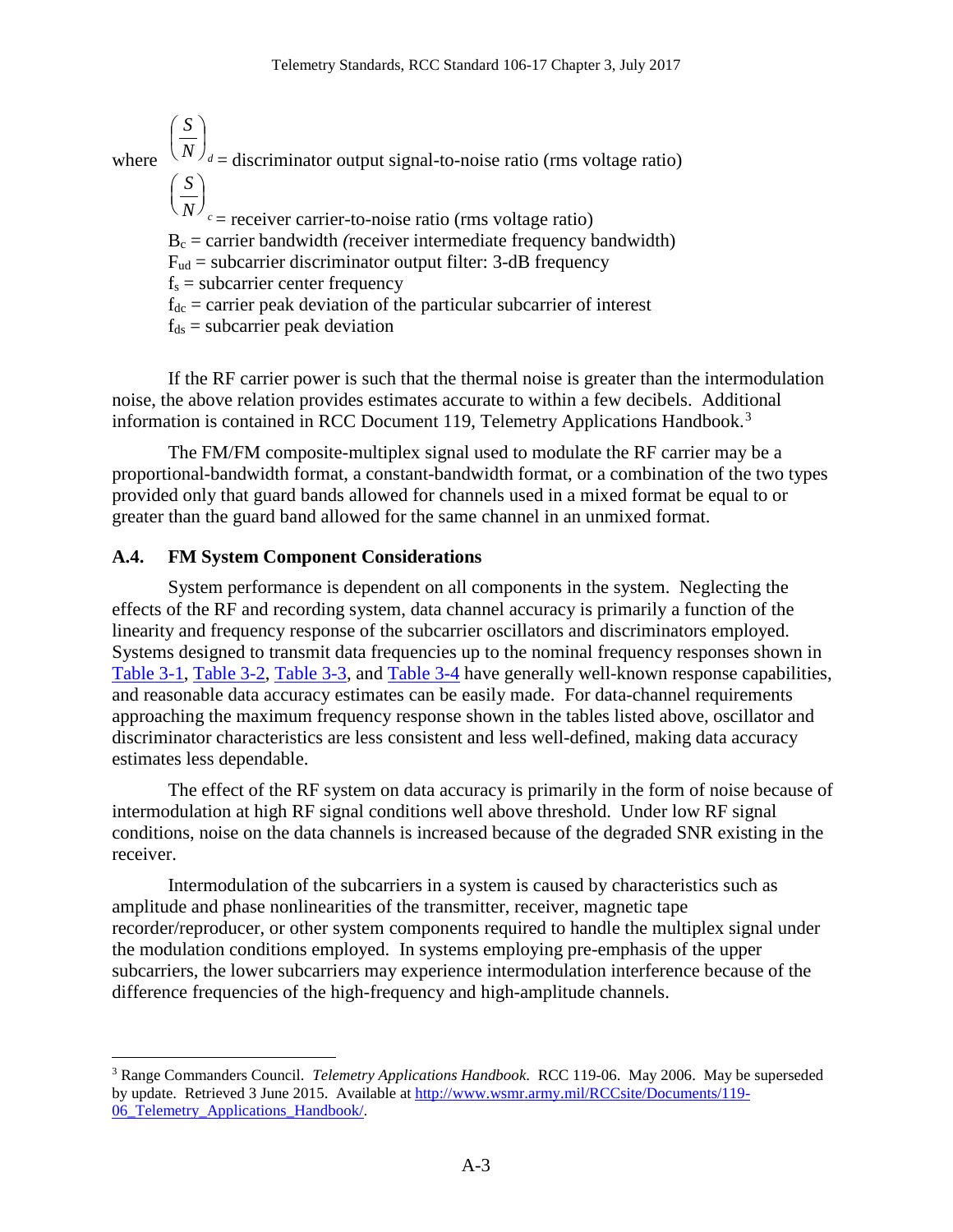where $\left(\frac{S}{N}\right)_d$ = discriminator output signal-to-noise ratio (rms voltage ratio)

$\left(\frac{S}{N}\right)_c$ = receiver carrier-to-noise ratio (rms voltage ratio)

$B_c$ = carrier bandwidth *(*receiver intermediate frequency bandwidth)

$F_{ud}$ = subcarrier discriminator output filter: 3-dB frequency

$f_s$ = subcarrier center frequency

$f_{dc}$ = carrier peak deviation of the particular subcarrier of interest

$f_{ds}$ = subcarrier peak deviation

If the RF carrier power is such that the thermal noise is greater than the intermodulation noise, the above relation provides estimates accurate to within a few decibels. Additional information is contained in RCC Document 119, Telemetry Applications Handbook.[3]

The FM/FM composite-multiplex signal used to modulate the RF carrier may be a proportional-bandwidth format, a constant-bandwidth format, or a combination of the two types provided only that guard bands allowed for channels used in a mixed format be equal to or greater than the guard band allowed for the same channel in an unmixed format.

## A.4. FM System Component Considerations

System performance is dependent on all components in the system. Neglecting the effects of the RF and recording system, data channel accuracy is primarily a function of the linearity and frequency response of the subcarrier oscillators and discriminators employed. Systems designed to transmit data frequencies up to the nominal frequency responses shown in Table 3-1, Table 3-2, Table 3-3, and Table 3-4 have generally well-known response capabilities, and reasonable data accuracy estimates can be easily made. For data-channel requirements approaching the maximum frequency response shown in the tables listed above, oscillator and discriminator characteristics are less consistent and less well-defined, making data accuracy estimates less dependable.

The effect of the RF system on data accuracy is primarily in the form of noise because of intermodulation at high RF signal conditions well above threshold. Under low RF signal conditions, noise on the data channels is increased because of the degraded SNR existing in the receiver.

Intermodulation of the subcarriers in a system is caused by characteristics such as amplitude and phase nonlinearities of the transmitter, receiver, magnetic tape recorder/reproducer, or other system components required to handle the multiplex signal under the modulation conditions employed. In systems employing pre-emphasis of the upper subcarriers, the lower subcarriers may experience intermodulation interference because of the difference frequencies of the high-frequency and high-amplitude channels.

---

[3] Range Commanders Council. *Telemetry Applications Handbook*. RCC 119-06. May 2006. May be superseded by update. Retrieved 3 June 2015. Available at http://www.wsmr.army.mil/RCCsite/Documents/119-06_Telemetry_Applications_Handbook/.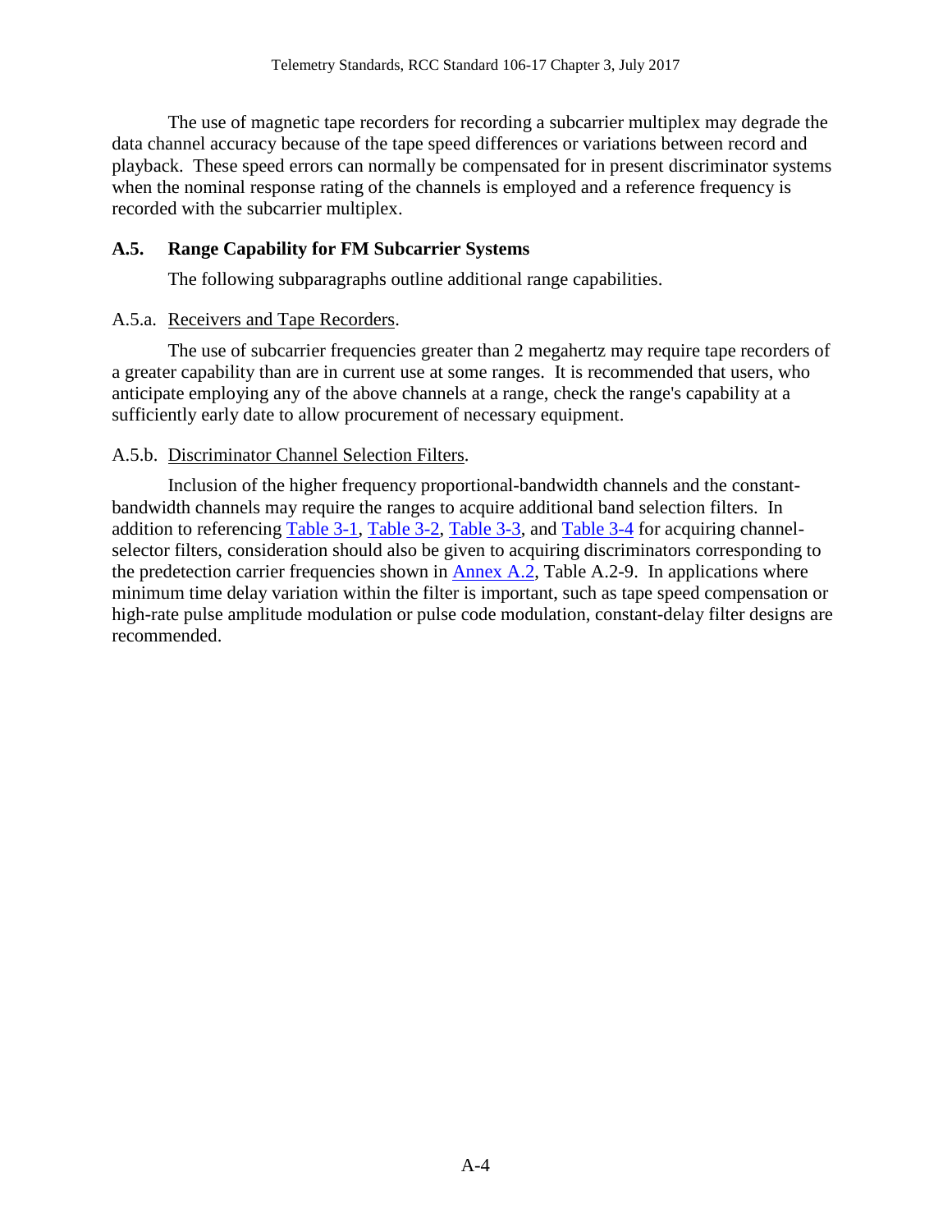The use of magnetic tape recorders for recording a subcarrier multiplex may degrade the data channel accuracy because of the tape speed differences or variations between record and playback. These speed errors can normally be compensated for in present discriminator systems when the nominal response rating of the channels is employed and a reference frequency is recorded with the subcarrier multiplex.

## A.5. Range Capability for FM Subcarrier Systems

The following subparagraphs outline additional range capabilities.

### A.5.a. Receivers and Tape Recorders.

The use of subcarrier frequencies greater than 2 megahertz may require tape recorders of a greater capability than are in current use at some ranges. It is recommended that users, who anticipate employing any of the above channels at a range, check the range's capability at a sufficiently early date to allow procurement of necessary equipment.

### A.5.b. Discriminator Channel Selection Filters.

Inclusion of the higher frequency proportional-bandwidth channels and the constant-bandwidth channels may require the ranges to acquire additional band selection filters. In addition to referencing Table 3-1, Table 3-2, Table 3-3, and Table 3-4 for acquiring channel-selector filters, consideration should also be given to acquiring discriminators corresponding to the predetection carrier frequencies shown in Annex A.2, Table A.2-9. In applications where minimum time delay variation within the filter is important, such as tape speed compensation or high-rate pulse amplitude modulation or pulse code modulation, constant-delay filter designs are recommended.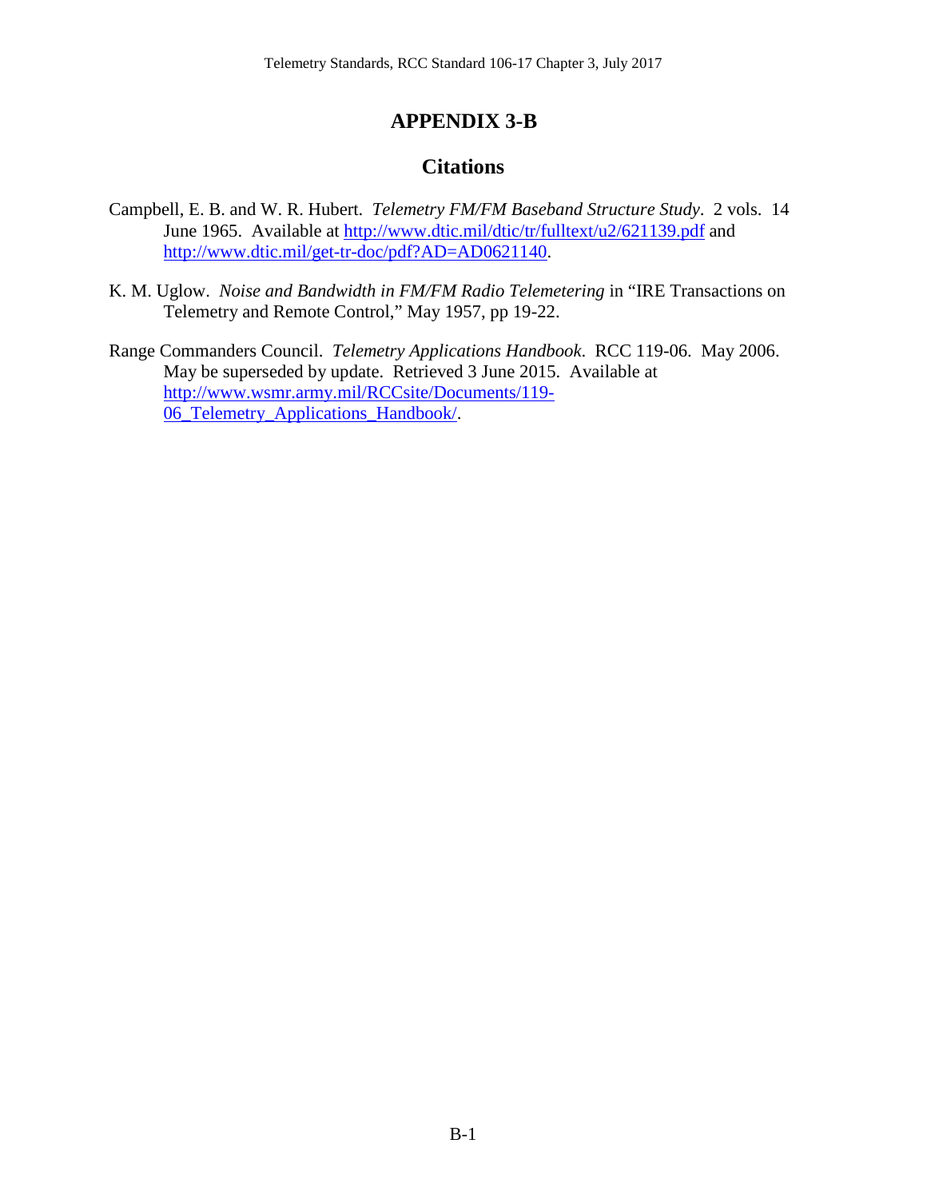# APPENDIX 3-B

## Citations

Campbell, E. B. and W. R. Hubert. *Telemetry FM/FM Baseband Structure Study*. 2 vols. 14 June 1965. Available at http://www.dtic.mil/dtic/tr/fulltext/u2/621139.pdf and http://www.dtic.mil/get-tr-doc/pdf?AD=AD0621140.

K. M. Uglow. *Noise and Bandwidth in FM/FM Radio Telemetering* in "IRE Transactions on Telemetry and Remote Control," May 1957, pp 19-22.

Range Commanders Council. *Telemetry Applications Handbook*. RCC 119-06. May 2006. May be superseded by update. Retrieved 3 June 2015. Available at http://www.wsmr.army.mil/RCCsite/Documents/119-06_Telemetry_Applications_Handbook/.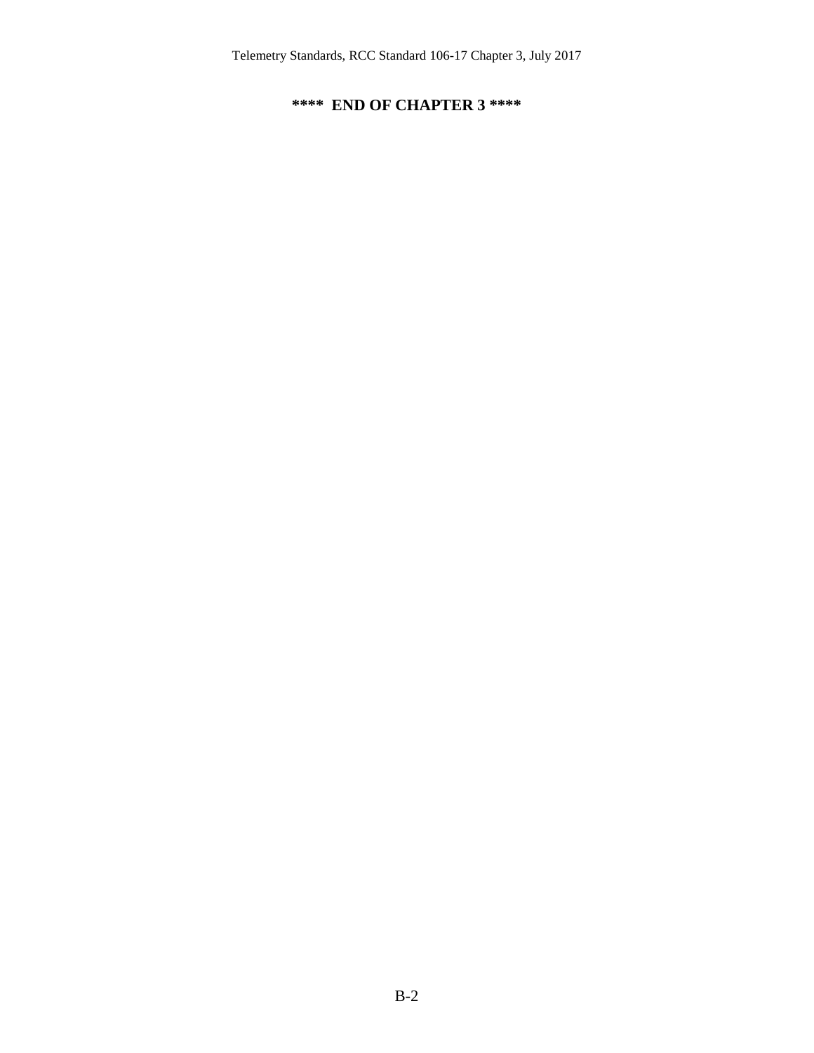**\*\*\*\*  END OF CHAPTER 3 \*\*\*\***

**\**** END OF CHAPTER 3 ****

****  END OF CHAPTER 3 ****